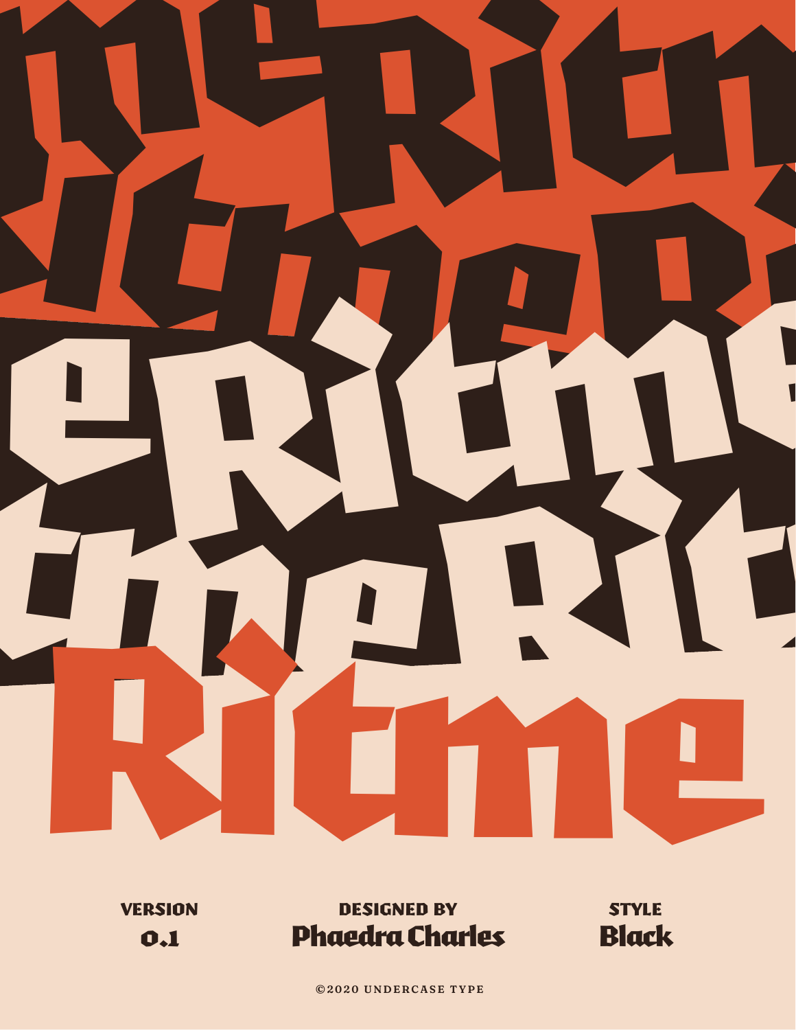# Ritme

**VERSION**
0.1

**DESIGNED BY**
Phaedra Charles

**STYLE**
Black

©2020 UNDERCASE TYPE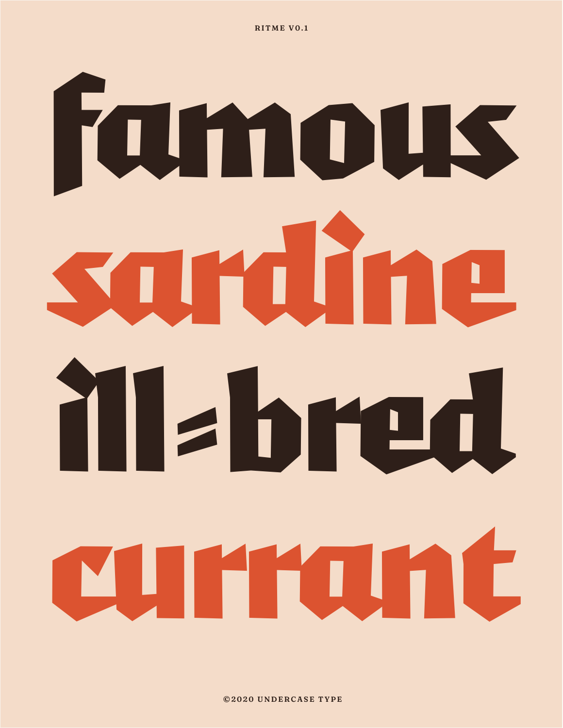RITME V0.1

famous
sardine
ill-bred
currant

©2020 UNDERCASE TYPE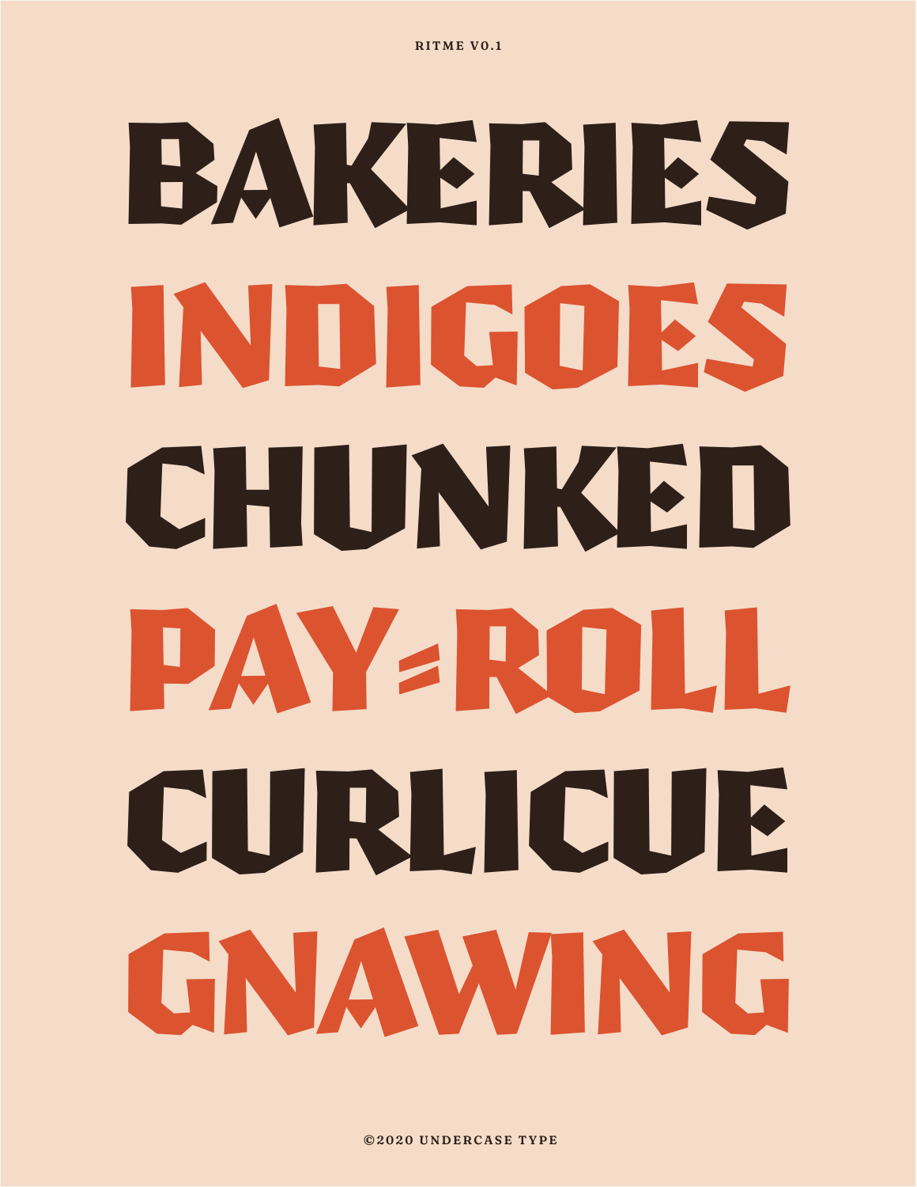RITME V0.1

# BAKERIES
# INDIGOES
# CHUNKED
# PAY=ROLL
# CURLICUE
# GNAWING

©2020 UNDERCASE TYPE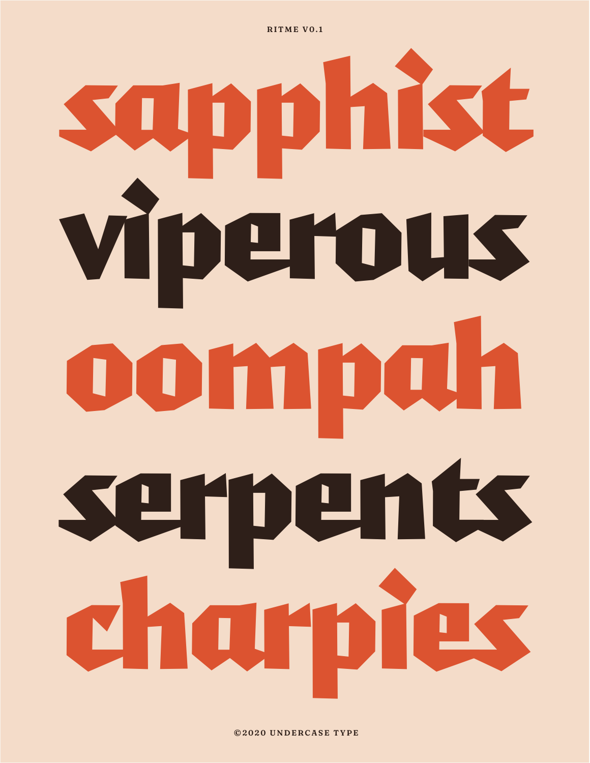RITME V0.1

# sapphist

# viperous

# oompah

# serpents

# charpies

©2020 UNDERCASE TYPE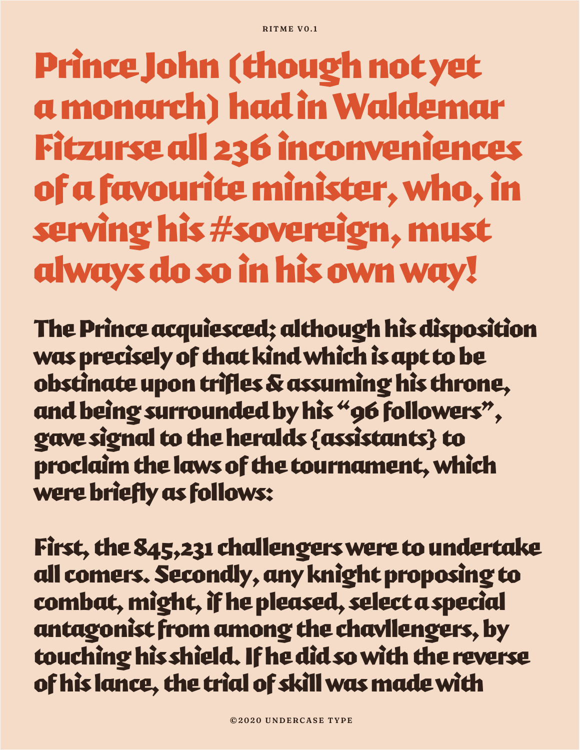RITME V0.1

# Prince John (though not yet a monarch) had in Waldemar Fitzurse all 236 inconveniences of a favourite minister, who, in serving his #sovereign, must always do so in his own way!

**The Prince acquiesced; although his disposition was precisely of that kind which is apt to be obstinate upon trifles & assuming his throne, and being surrounded by his "96 followers", gave signal to the heralds {assistants} to proclaim the laws of the tournament, which were briefly as follows:**

**First, the 845,231 challengers were to undertake all comers. Secondly, any knight proposing to combat, might, if he pleased, select a special antagonist from among the chavllengers, by touching his shield. If he did so with the reverse of his lance, the trial of skill was made with**

©2020 UNDERCASE TYPE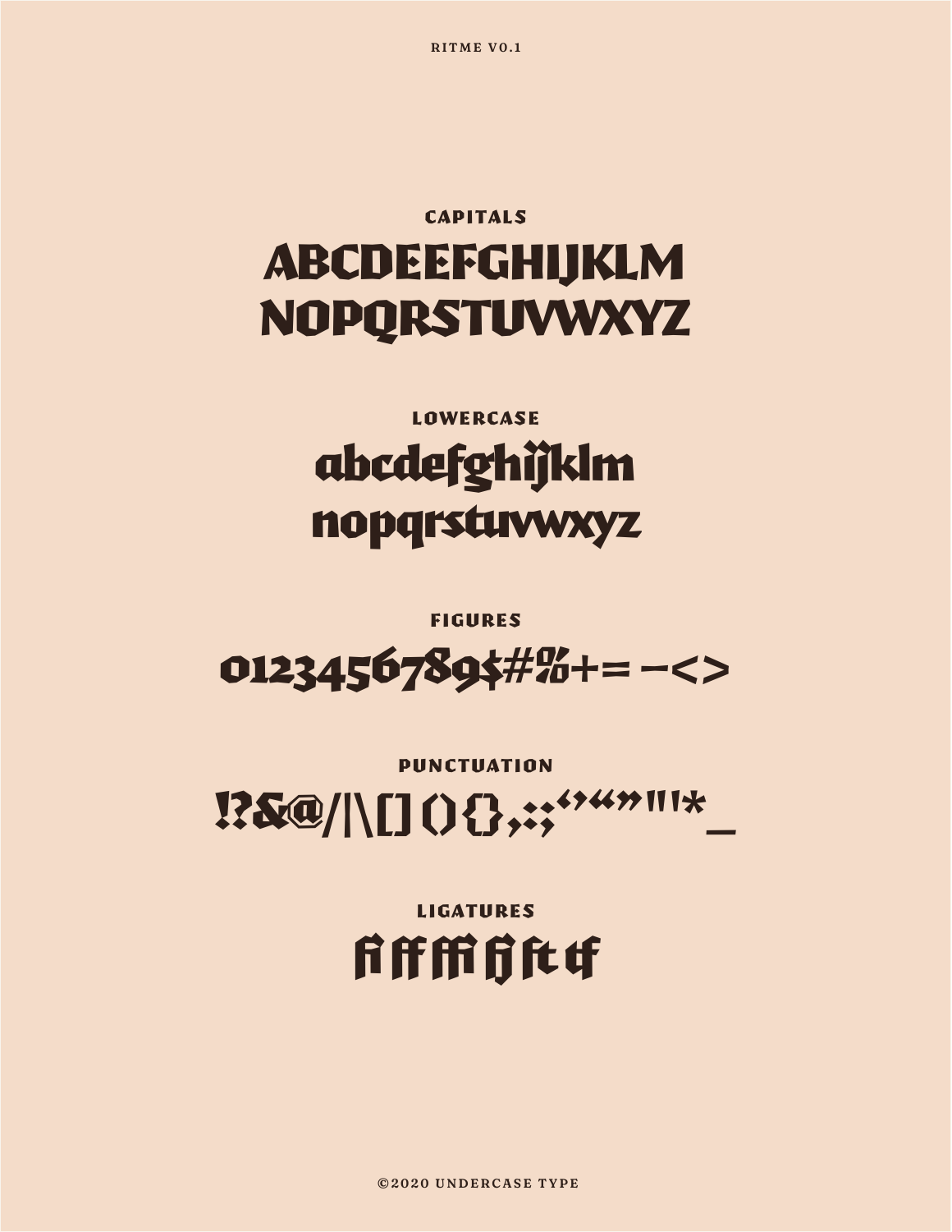RITME V0.1

## CAPITALS

ABCDEEFGHIJKLM
NOPQRSTUVWXYZ

## LOWERCASE

abcdefghijklm
nopqrstuvwxyz

## FIGURES

0123456789$#%+= −<>

## PUNCTUATION

!?&@/|\[] () {} ,.:;‘’“”"'*_

## LIGATURES

fi ff ffi fj ft tf

©2020 UNDERCASE TYPE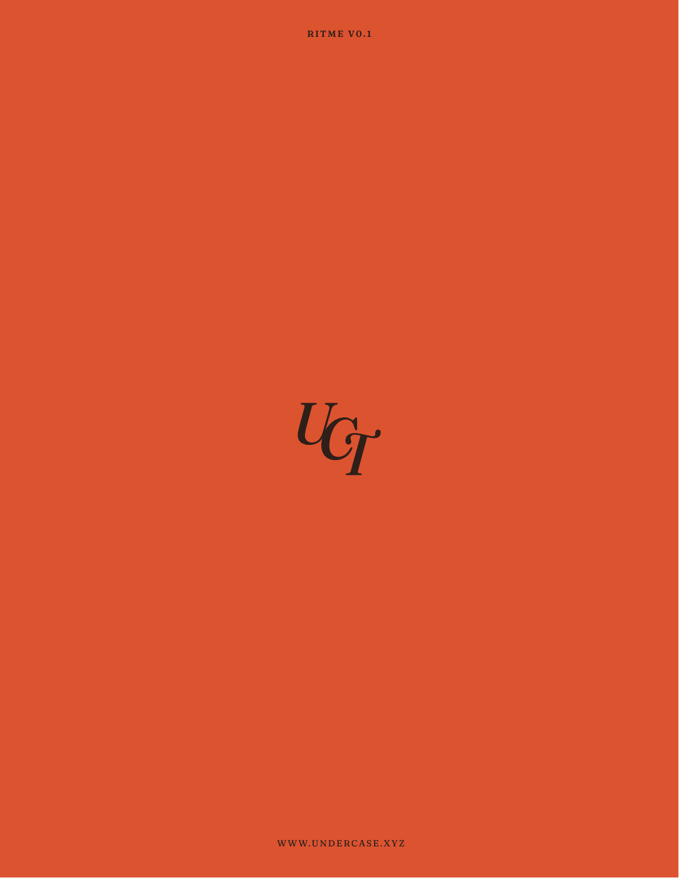RITME V0.1

UCT

WWW.UNDERCASE.XYZ